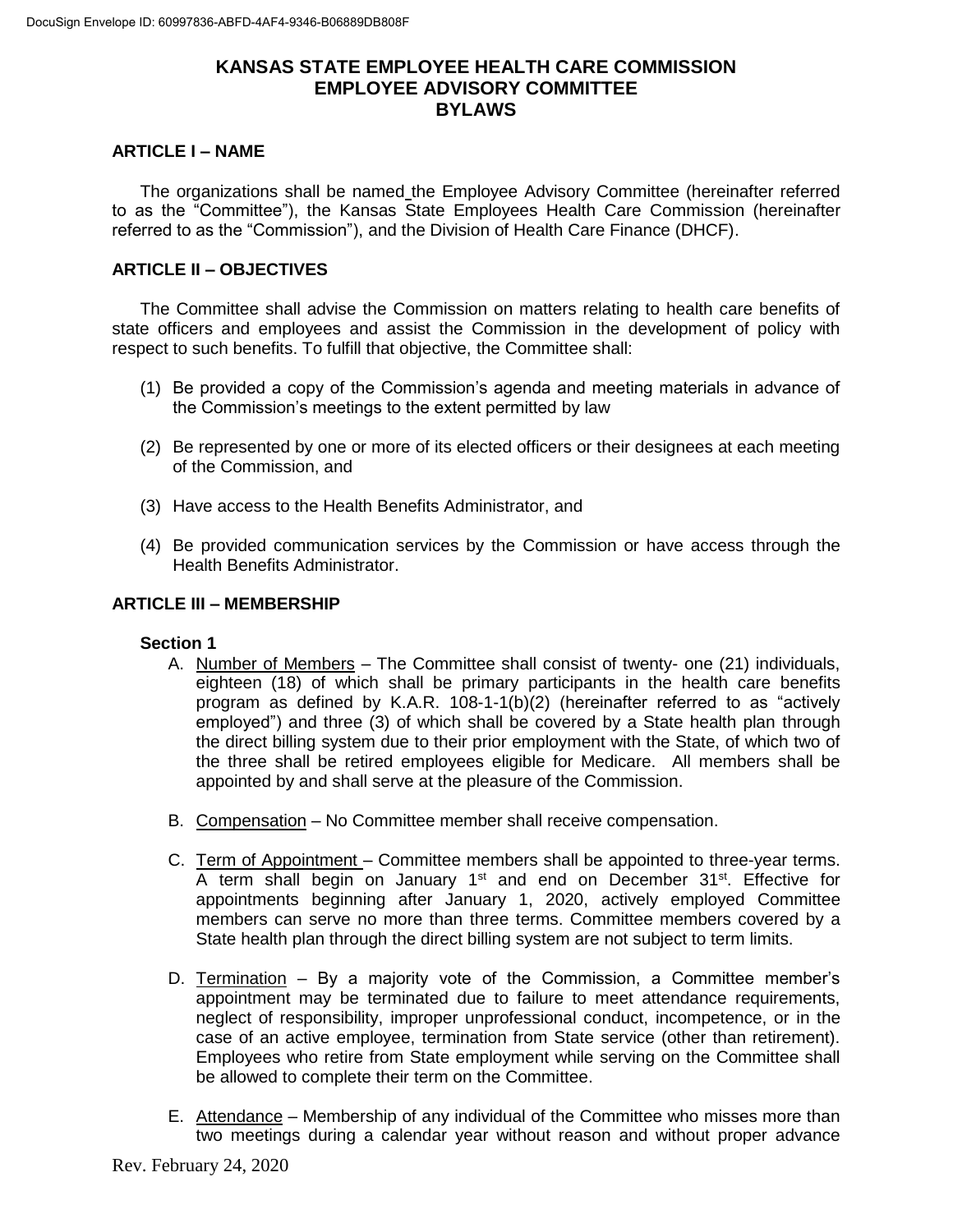# KANSAS STATE EMPLOYEE HEALTH CARE COMMISSION
# EMPLOYEE ADVISORY COMMITTEE
# BYLAWS

## ARTICLE I – NAME

The organizations shall be named the Employee Advisory Committee (hereinafter referred to as the "Committee"), the Kansas State Employees Health Care Commission (hereinafter referred to as the "Commission"), and the Division of Health Care Finance (DHCF).

## ARTICLE II – OBJECTIVES

The Committee shall advise the Commission on matters relating to health care benefits of state officers and employees and assist the Commission in the development of policy with respect to such benefits. To fulfill that objective, the Committee shall:

(1) Be provided a copy of the Commission's agenda and meeting materials in advance of the Commission's meetings to the extent permitted by law

(2) Be represented by one or more of its elected officers or their designees at each meeting of the Commission, and

(3) Have access to the Health Benefits Administrator, and

(4) Be provided communication services by the Commission or have access through the Health Benefits Administrator.

## ARTICLE III – MEMBERSHIP

### Section 1

A. Number of Members – The Committee shall consist of twenty- one (21) individuals, eighteen (18) of which shall be primary participants in the health care benefits program as defined by K.A.R. 108-1-1(b)(2) (hereinafter referred to as "actively employed") and three (3) of which shall be covered by a State health plan through the direct billing system due to their prior employment with the State, of which two of the three shall be retired employees eligible for Medicare. All members shall be appointed by and shall serve at the pleasure of the Commission.

B. Compensation – No Committee member shall receive compensation.

C. Term of Appointment – Committee members shall be appointed to three-year terms. A term shall begin on January 1st and end on December 31st. Effective for appointments beginning after January 1, 2020, actively employed Committee members can serve no more than three terms. Committee members covered by a State health plan through the direct billing system are not subject to term limits.

D. Termination – By a majority vote of the Commission, a Committee member's appointment may be terminated due to failure to meet attendance requirements, neglect of responsibility, improper unprofessional conduct, incompetence, or in the case of an active employee, termination from State service (other than retirement). Employees who retire from State employment while serving on the Committee shall be allowed to complete their term on the Committee.

E. Attendance – Membership of any individual of the Committee who misses more than two meetings during a calendar year without reason and without proper advance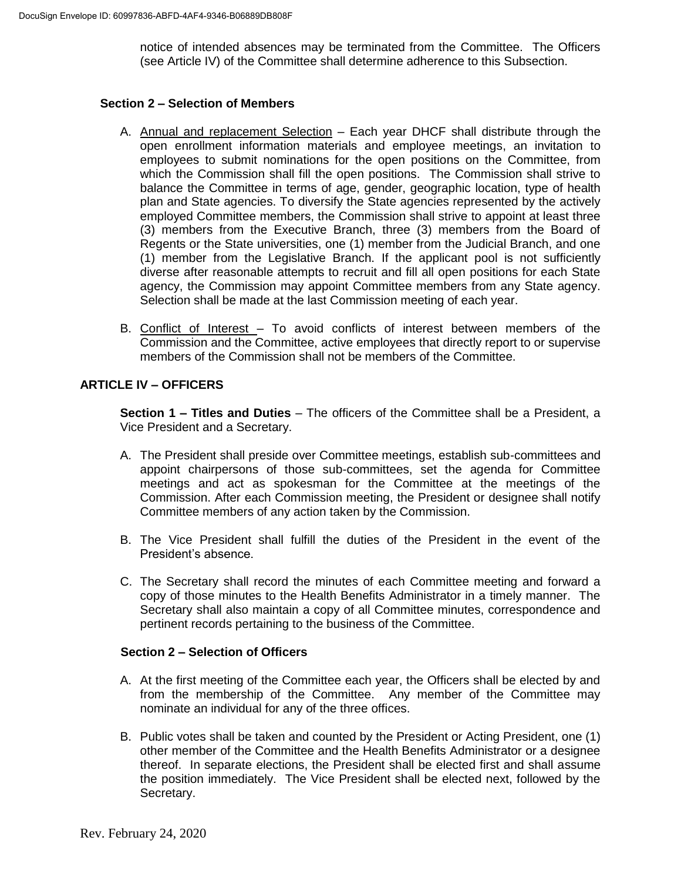notice of intended absences may be terminated from the Committee. The Officers (see Article IV) of the Committee shall determine adherence to this Subsection.

**Section 2 – Selection of Members**

A. Annual and replacement Selection – Each year DHCF shall distribute through the open enrollment information materials and employee meetings, an invitation to employees to submit nominations for the open positions on the Committee, from which the Commission shall fill the open positions. The Commission shall strive to balance the Committee in terms of age, gender, geographic location, type of health plan and State agencies. To diversify the State agencies represented by the actively employed Committee members, the Commission shall strive to appoint at least three (3) members from the Executive Branch, three (3) members from the Board of Regents or the State universities, one (1) member from the Judicial Branch, and one (1) member from the Legislative Branch. If the applicant pool is not sufficiently diverse after reasonable attempts to recruit and fill all open positions for each State agency, the Commission may appoint Committee members from any State agency. Selection shall be made at the last Commission meeting of each year.

B. Conflict of Interest – To avoid conflicts of interest between members of the Commission and the Committee, active employees that directly report to or supervise members of the Commission shall not be members of the Committee.

## ARTICLE IV – OFFICERS

**Section 1 – Titles and Duties** – The officers of the Committee shall be a President, a Vice President and a Secretary.

A. The President shall preside over Committee meetings, establish sub-committees and appoint chairpersons of those sub-committees, set the agenda for Committee meetings and act as spokesman for the Committee at the meetings of the Commission. After each Commission meeting, the President or designee shall notify Committee members of any action taken by the Commission.

B. The Vice President shall fulfill the duties of the President in the event of the President's absence.

C. The Secretary shall record the minutes of each Committee meeting and forward a copy of those minutes to the Health Benefits Administrator in a timely manner. The Secretary shall also maintain a copy of all Committee minutes, correspondence and pertinent records pertaining to the business of the Committee.

**Section 2 – Selection of Officers**

A. At the first meeting of the Committee each year, the Officers shall be elected by and from the membership of the Committee. Any member of the Committee may nominate an individual for any of the three offices.

B. Public votes shall be taken and counted by the President or Acting President, one (1) other member of the Committee and the Health Benefits Administrator or a designee thereof. In separate elections, the President shall be elected first and shall assume the position immediately. The Vice President shall be elected next, followed by the Secretary.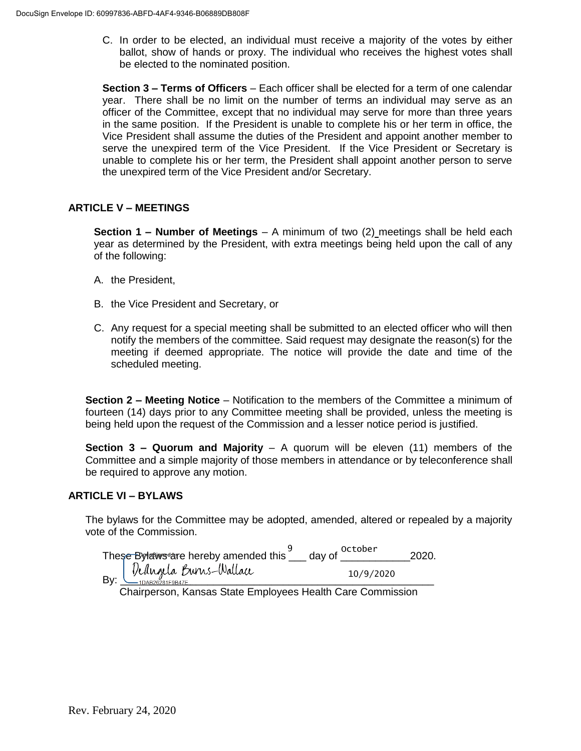C. In order to be elected, an individual must receive a majority of the votes by either ballot, show of hands or proxy. The individual who receives the highest votes shall be elected to the nominated position.

**Section 3 – Terms of Officers** – Each officer shall be elected for a term of one calendar year. There shall be no limit on the number of terms an individual may serve as an officer of the Committee, except that no individual may serve for more than three years in the same position. If the President is unable to complete his or her term in office, the Vice President shall assume the duties of the President and appoint another member to serve the unexpired term of the Vice President. If the Vice President or Secretary is unable to complete his or her term, the President shall appoint another person to serve the unexpired term of the Vice President and/or Secretary.

## ARTICLE V – MEETINGS

**Section 1 – Number of Meetings** – A minimum of two (2) meetings shall be held each year as determined by the President, with extra meetings being held upon the call of any of the following:

A. the President,

B. the Vice President and Secretary, or

C. Any request for a special meeting shall be submitted to an elected officer who will then notify the members of the committee. Said request may designate the reason(s) for the meeting if deemed appropriate. The notice will provide the date and time of the scheduled meeting.

**Section 2 – Meeting Notice** – Notification to the members of the Committee a minimum of fourteen (14) days prior to any Committee meeting shall be provided, unless the meeting is being held upon the request of the Commission and a lesser notice period is justified.

**Section 3 – Quorum and Majority** – A quorum will be eleven (11) members of the Committee and a simple majority of those members in attendance or by teleconference shall be required to approve any motion.

## ARTICLE VI – BYLAWS

The bylaws for the Committee may be adopted, amended, altered or repealed by a majority vote of the Commission.

These Bylaws are hereby amended this 9 day of October 2020.

By: DeAngela Burns-Wallace 10/9/2020

Chairperson, Kansas State Employees Health Care Commission

Rev. February 24, 2020